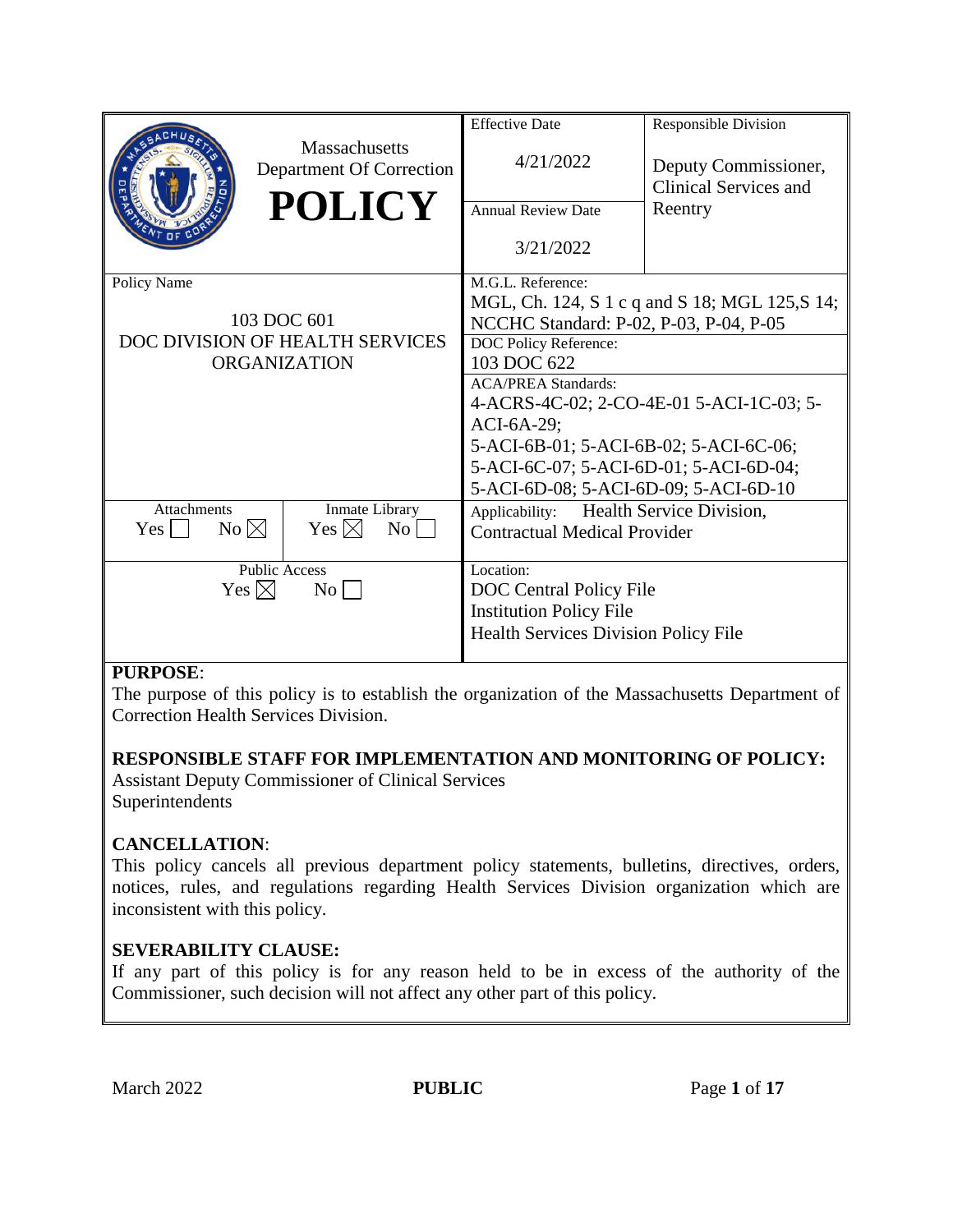| Massachusetts Department Of Correction **POLICY** | Effective Date 4/21/2022 | Responsible Division Deputy Commissioner, Clinical Services and Reentry |
|---|---|---|
| | Annual Review Date 3/21/2022 | |
| Policy Name 103 DOC 601 DOC DIVISION OF HEALTH SERVICES ORGANIZATION | M.G.L. Reference: MGL, Ch. 124, S 1 c q and S 18; MGL 125,S 14; NCCHC Standard: P-02, P-03, P-04, P-05 | |
| | DOC Policy Reference: 103 DOC 622 | |
| | ACA/PREA Standards: 4-ACRS-4C-02; 2-CO-4E-01 5-ACI-1C-03; 5-ACI-6A-29; 5-ACI-6B-01; 5-ACI-6B-02; 5-ACI-6C-06; 5-ACI-6C-07; 5-ACI-6D-01; 5-ACI-6D-04; 5-ACI-6D-08; 5-ACI-6D-09; 5-ACI-6D-10 | |
| Attachments Yes ☐ No ☒ / Inmate Library Yes ☒ No ☐ | Applicability: Health Service Division, Contractual Medical Provider | |
| Public Access Yes ☒ No ☐ | Location: DOC Central Policy File Institution Policy File Health Services Division Policy File | |

**PURPOSE**:
The purpose of this policy is to establish the organization of the Massachusetts Department of Correction Health Services Division.

**RESPONSIBLE STAFF FOR IMPLEMENTATION AND MONITORING OF POLICY:**
Assistant Deputy Commissioner of Clinical Services
Superintendents

**CANCELLATION**:
This policy cancels all previous department policy statements, bulletins, directives, orders, notices, rules, and regulations regarding Health Services Division organization which are inconsistent with this policy.

**SEVERABILITY CLAUSE:**
If any part of this policy is for any reason held to be in excess of the authority of the Commissioner, such decision will not affect any other part of this policy.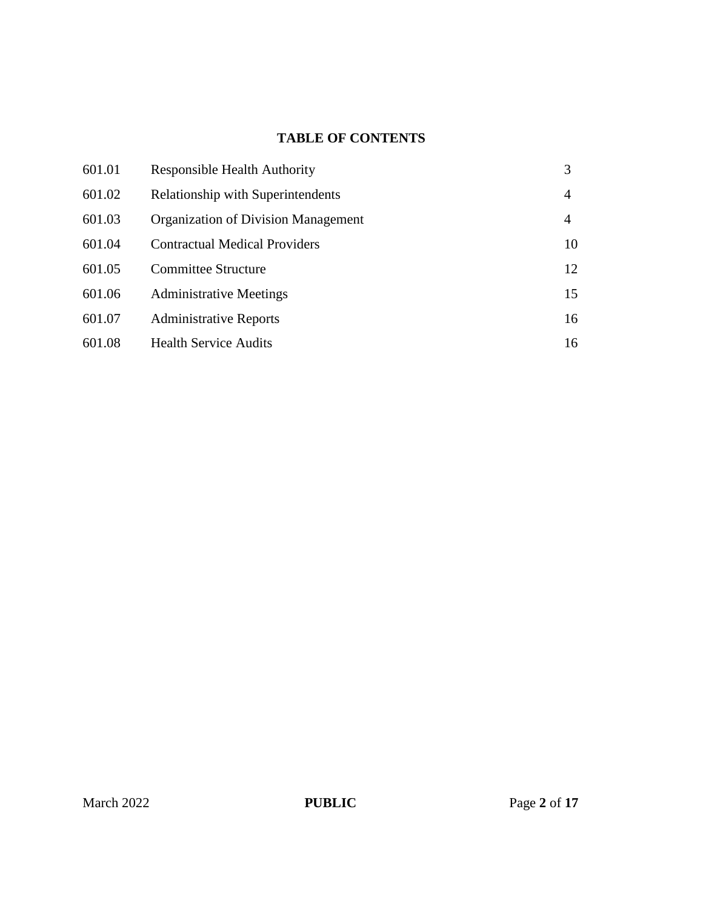## TABLE OF CONTENTS

| | | |
|---|---|---|
| 601.01 | Responsible Health Authority | 3 |
| 601.02 | Relationship with Superintendents | 4 |
| 601.03 | Organization of Division Management | 4 |
| 601.04 | Contractual Medical Providers | 10 |
| 601.05 | Committee Structure | 12 |
| 601.06 | Administrative Meetings | 15 |
| 601.07 | Administrative Reports | 16 |
| 601.08 | Health Service Audits | 16 |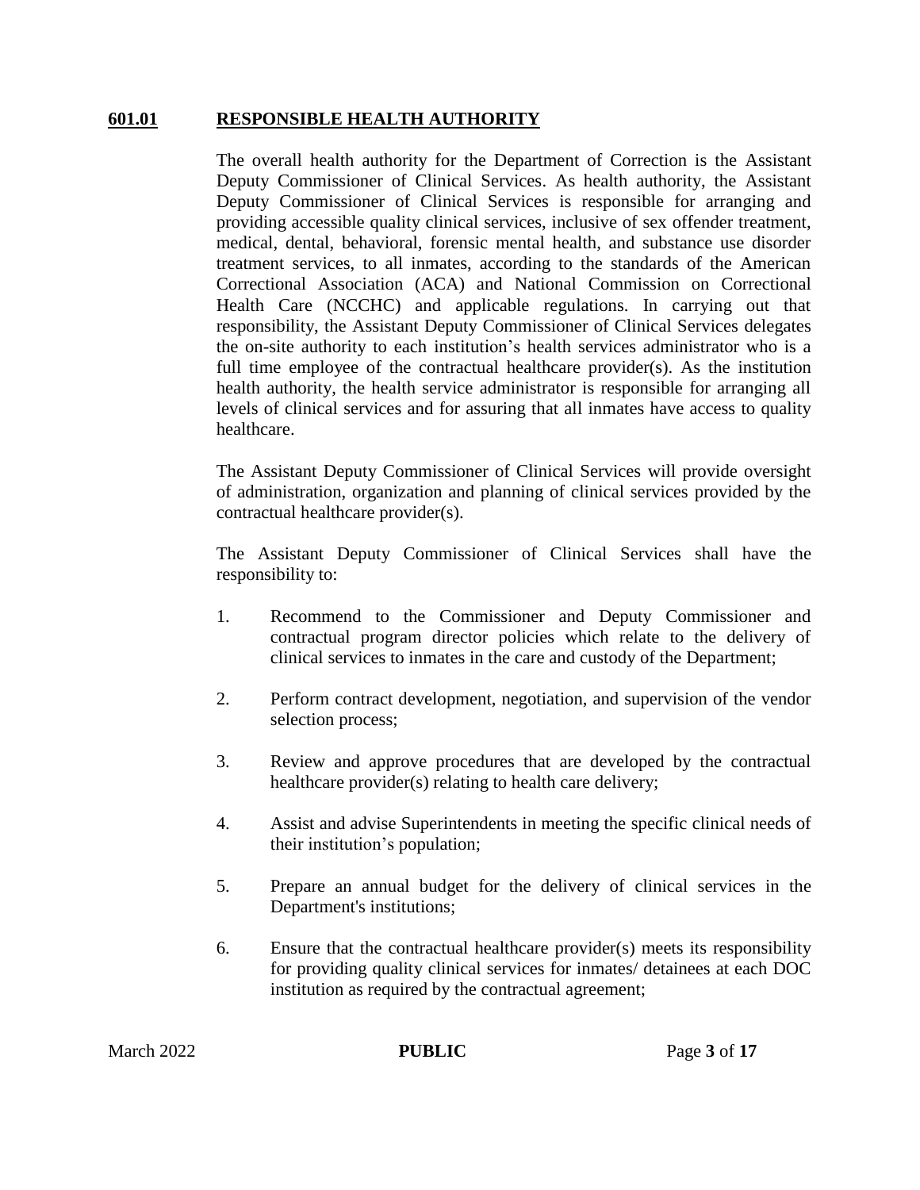## 601.01 RESPONSIBLE HEALTH AUTHORITY

The overall health authority for the Department of Correction is the Assistant Deputy Commissioner of Clinical Services. As health authority, the Assistant Deputy Commissioner of Clinical Services is responsible for arranging and providing accessible quality clinical services, inclusive of sex offender treatment, medical, dental, behavioral, forensic mental health, and substance use disorder treatment services, to all inmates, according to the standards of the American Correctional Association (ACA) and National Commission on Correctional Health Care (NCCHC) and applicable regulations. In carrying out that responsibility, the Assistant Deputy Commissioner of Clinical Services delegates the on-site authority to each institution's health services administrator who is a full time employee of the contractual healthcare provider(s). As the institution health authority, the health service administrator is responsible for arranging all levels of clinical services and for assuring that all inmates have access to quality healthcare.

The Assistant Deputy Commissioner of Clinical Services will provide oversight of administration, organization and planning of clinical services provided by the contractual healthcare provider(s).

The Assistant Deputy Commissioner of Clinical Services shall have the responsibility to:

1. Recommend to the Commissioner and Deputy Commissioner and contractual program director policies which relate to the delivery of clinical services to inmates in the care and custody of the Department;

2. Perform contract development, negotiation, and supervision of the vendor selection process;

3. Review and approve procedures that are developed by the contractual healthcare provider(s) relating to health care delivery;

4. Assist and advise Superintendents in meeting the specific clinical needs of their institution's population;

5. Prepare an annual budget for the delivery of clinical services in the Department's institutions;

6. Ensure that the contractual healthcare provider(s) meets its responsibility for providing quality clinical services for inmates/ detainees at each DOC institution as required by the contractual agreement;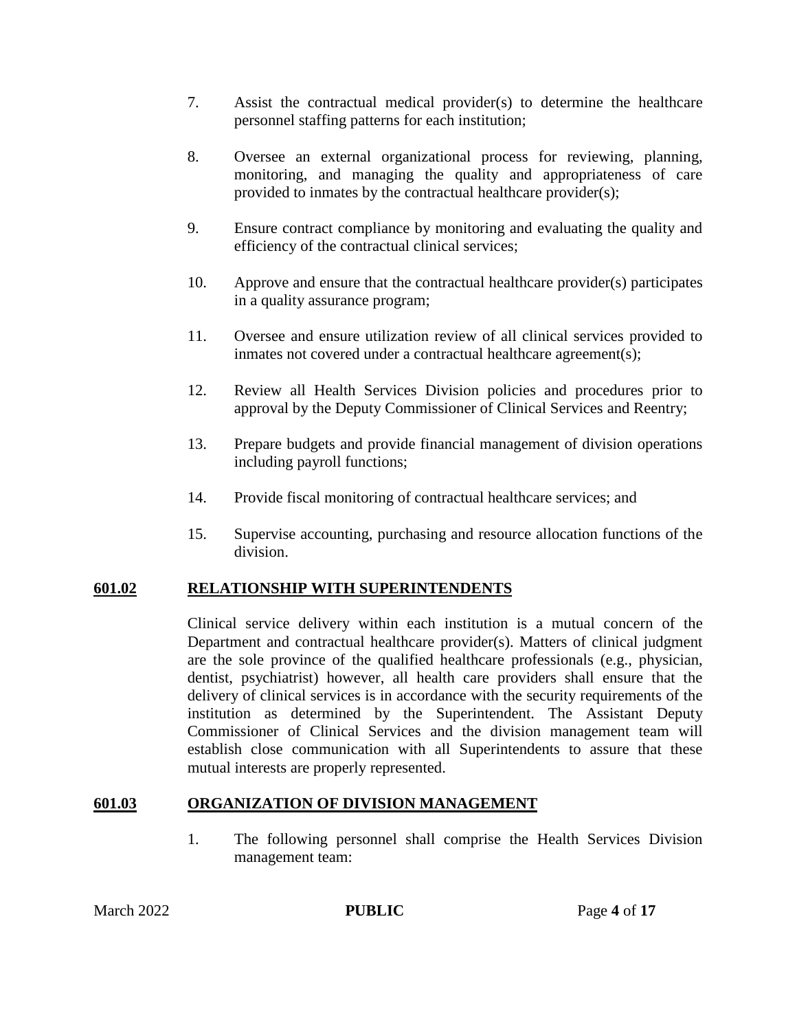7. Assist the contractual medical provider(s) to determine the healthcare personnel staffing patterns for each institution;

8. Oversee an external organizational process for reviewing, planning, monitoring, and managing the quality and appropriateness of care provided to inmates by the contractual healthcare provider(s);

9. Ensure contract compliance by monitoring and evaluating the quality and efficiency of the contractual clinical services;

10. Approve and ensure that the contractual healthcare provider(s) participates in a quality assurance program;

11. Oversee and ensure utilization review of all clinical services provided to inmates not covered under a contractual healthcare agreement(s);

12. Review all Health Services Division policies and procedures prior to approval by the Deputy Commissioner of Clinical Services and Reentry;

13. Prepare budgets and provide financial management of division operations including payroll functions;

14. Provide fiscal monitoring of contractual healthcare services; and

15. Supervise accounting, purchasing and resource allocation functions of the division.

## 601.02 RELATIONSHIP WITH SUPERINTENDENTS

Clinical service delivery within each institution is a mutual concern of the Department and contractual healthcare provider(s). Matters of clinical judgment are the sole province of the qualified healthcare professionals (e.g., physician, dentist, psychiatrist) however, all health care providers shall ensure that the delivery of clinical services is in accordance with the security requirements of the institution as determined by the Superintendent. The Assistant Deputy Commissioner of Clinical Services and the division management team will establish close communication with all Superintendents to assure that these mutual interests are properly represented.

## 601.03 ORGANIZATION OF DIVISION MANAGEMENT

1. The following personnel shall comprise the Health Services Division management team: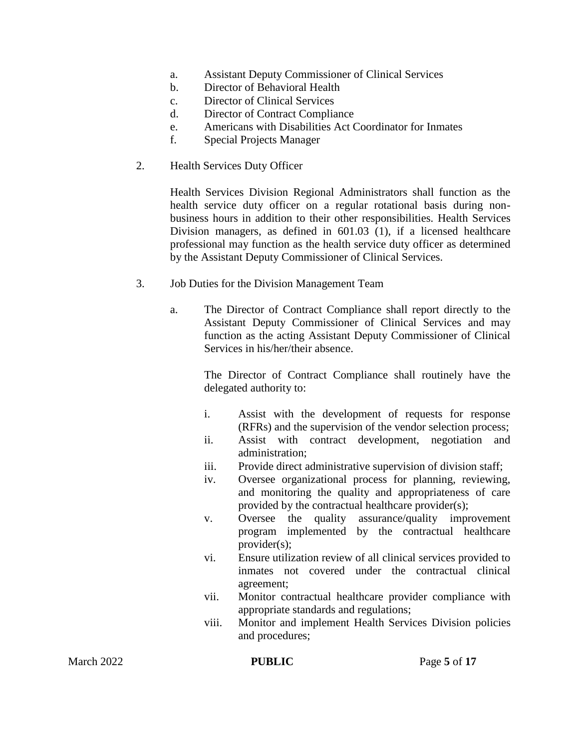a. Assistant Deputy Commissioner of Clinical Services
b. Director of Behavioral Health
c. Director of Clinical Services
d. Director of Contract Compliance
e. Americans with Disabilities Act Coordinator for Inmates
f. Special Projects Manager

2. Health Services Duty Officer

   Health Services Division Regional Administrators shall function as the health service duty officer on a regular rotational basis during non-business hours in addition to their other responsibilities. Health Services Division managers, as defined in 601.03 (1), if a licensed healthcare professional may function as the health service duty officer as determined by the Assistant Deputy Commissioner of Clinical Services.

3. Job Duties for the Division Management Team

   a. The Director of Contract Compliance shall report directly to the Assistant Deputy Commissioner of Clinical Services and may function as the acting Assistant Deputy Commissioner of Clinical Services in his/her/their absence.

      The Director of Contract Compliance shall routinely have the delegated authority to:

      i. Assist with the development of requests for response (RFRs) and the supervision of the vendor selection process;
      ii. Assist with contract development, negotiation and administration;
      iii. Provide direct administrative supervision of division staff;
      iv. Oversee organizational process for planning, reviewing, and monitoring the quality and appropriateness of care provided by the contractual healthcare provider(s);
      v. Oversee the quality assurance/quality improvement program implemented by the contractual healthcare provider(s);
      vi. Ensure utilization review of all clinical services provided to inmates not covered under the contractual clinical agreement;
      vii. Monitor contractual healthcare provider compliance with appropriate standards and regulations;
      viii. Monitor and implement Health Services Division policies and procedures;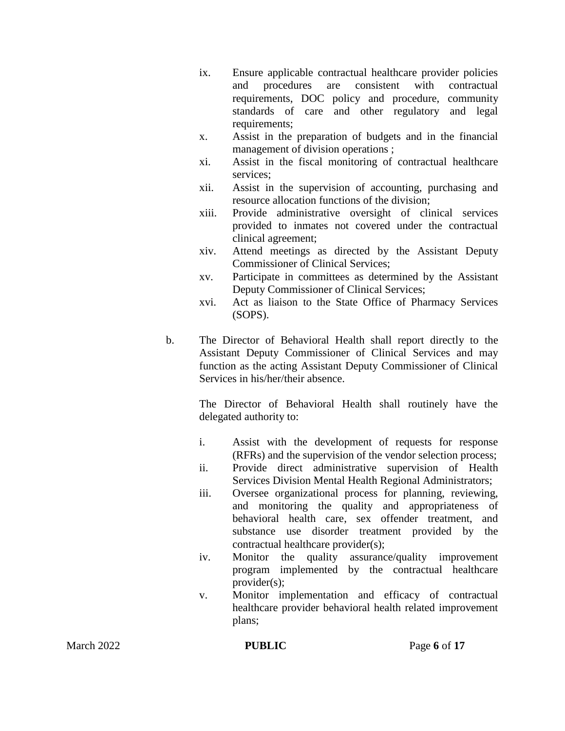ix. Ensure applicable contractual healthcare provider policies and procedures are consistent with contractual requirements, DOC policy and procedure, community standards of care and other regulatory and legal requirements;

x. Assist in the preparation of budgets and in the financial management of division operations ;

xi. Assist in the fiscal monitoring of contractual healthcare services;

xii. Assist in the supervision of accounting, purchasing and resource allocation functions of the division;

xiii. Provide administrative oversight of clinical services provided to inmates not covered under the contractual clinical agreement;

xiv. Attend meetings as directed by the Assistant Deputy Commissioner of Clinical Services;

xv. Participate in committees as determined by the Assistant Deputy Commissioner of Clinical Services;

xvi. Act as liaison to the State Office of Pharmacy Services (SOPS).

b. The Director of Behavioral Health shall report directly to the Assistant Deputy Commissioner of Clinical Services and may function as the acting Assistant Deputy Commissioner of Clinical Services in his/her/their absence.

The Director of Behavioral Health shall routinely have the delegated authority to:

i. Assist with the development of requests for response (RFRs) and the supervision of the vendor selection process;

ii. Provide direct administrative supervision of Health Services Division Mental Health Regional Administrators;

iii. Oversee organizational process for planning, reviewing, and monitoring the quality and appropriateness of behavioral health care, sex offender treatment, and substance use disorder treatment provided by the contractual healthcare provider(s);

iv. Monitor the quality assurance/quality improvement program implemented by the contractual healthcare provider(s);

v. Monitor implementation and efficacy of contractual healthcare provider behavioral health related improvement plans;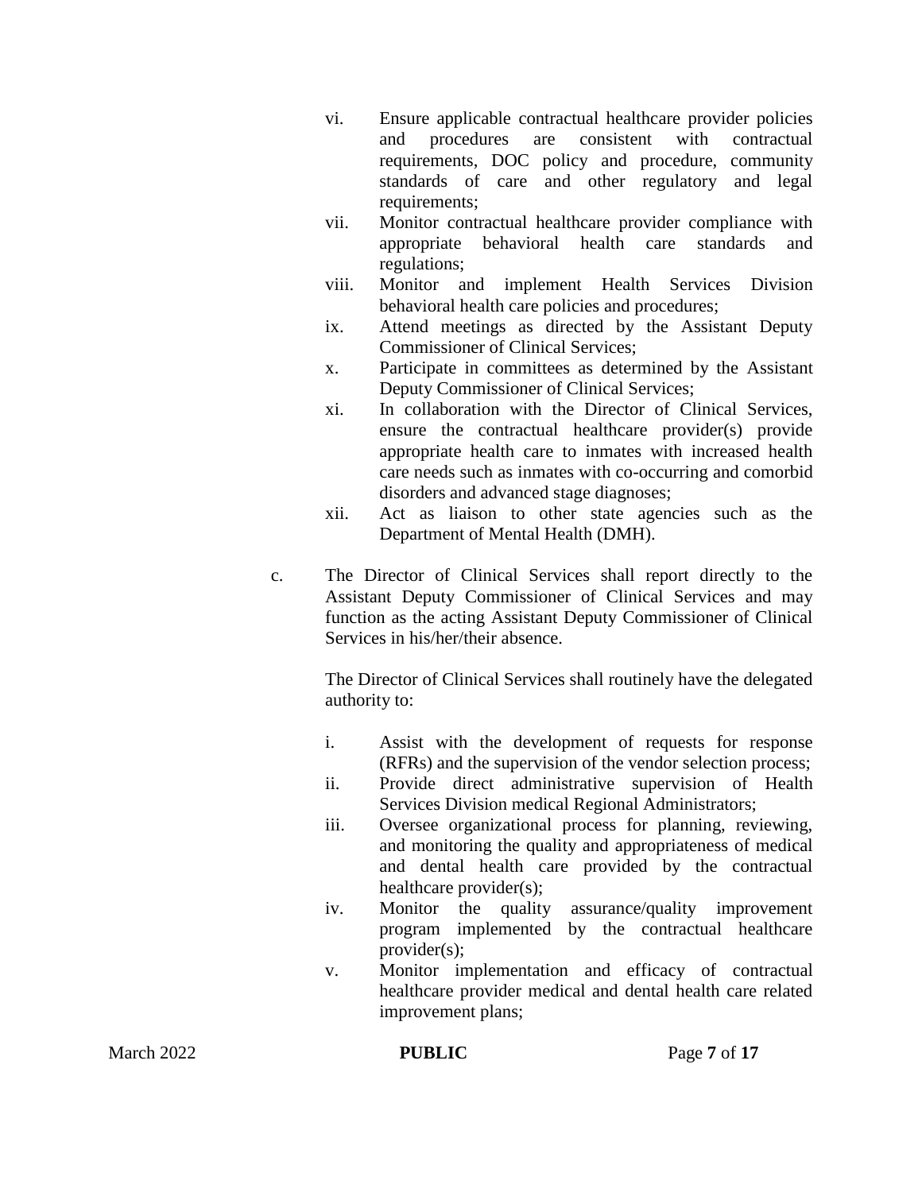vi. Ensure applicable contractual healthcare provider policies and procedures are consistent with contractual requirements, DOC policy and procedure, community standards of care and other regulatory and legal requirements;

vii. Monitor contractual healthcare provider compliance with appropriate behavioral health care standards and regulations;

viii. Monitor and implement Health Services Division behavioral health care policies and procedures;

ix. Attend meetings as directed by the Assistant Deputy Commissioner of Clinical Services;

x. Participate in committees as determined by the Assistant Deputy Commissioner of Clinical Services;

xi. In collaboration with the Director of Clinical Services, ensure the contractual healthcare provider(s) provide appropriate health care to inmates with increased health care needs such as inmates with co-occurring and comorbid disorders and advanced stage diagnoses;

xii. Act as liaison to other state agencies such as the Department of Mental Health (DMH).

c. The Director of Clinical Services shall report directly to the Assistant Deputy Commissioner of Clinical Services and may function as the acting Assistant Deputy Commissioner of Clinical Services in his/her/their absence.

The Director of Clinical Services shall routinely have the delegated authority to:

i. Assist with the development of requests for response (RFRs) and the supervision of the vendor selection process;

ii. Provide direct administrative supervision of Health Services Division medical Regional Administrators;

iii. Oversee organizational process for planning, reviewing, and monitoring the quality and appropriateness of medical and dental health care provided by the contractual healthcare provider(s);

iv. Monitor the quality assurance/quality improvement program implemented by the contractual healthcare provider(s);

v. Monitor implementation and efficacy of contractual healthcare provider medical and dental health care related improvement plans;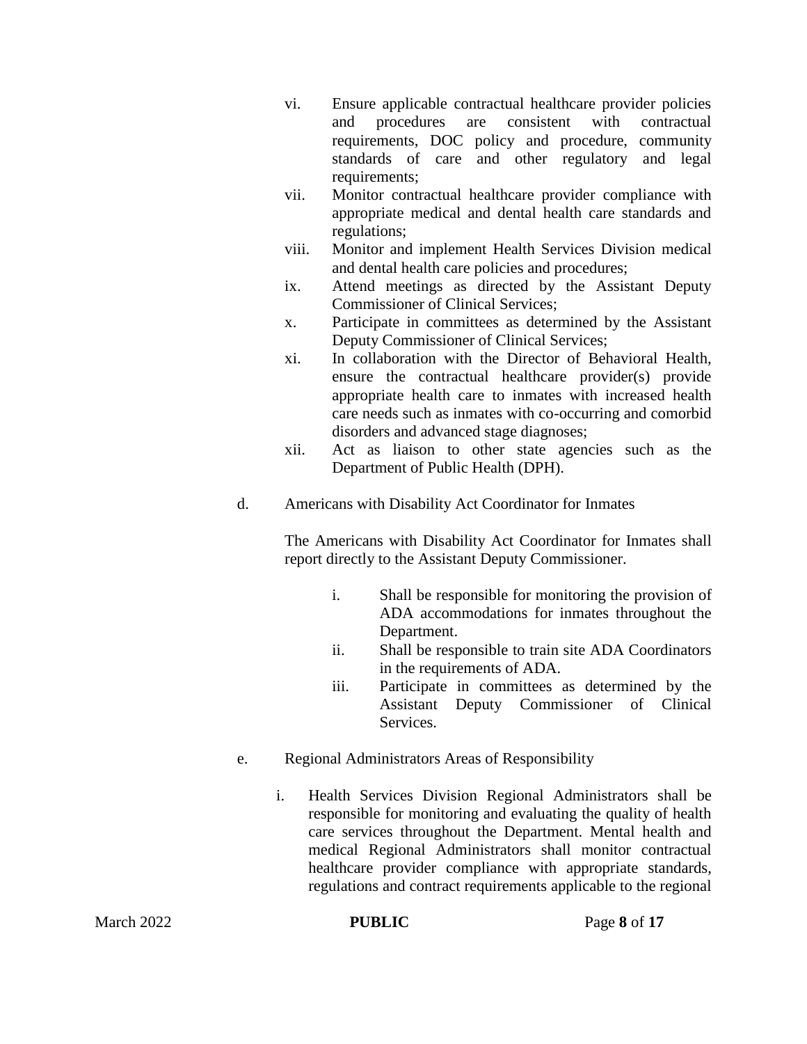vi. Ensure applicable contractual healthcare provider policies and procedures are consistent with contractual requirements, DOC policy and procedure, community standards of care and other regulatory and legal requirements;

vii. Monitor contractual healthcare provider compliance with appropriate medical and dental health care standards and regulations;

viii. Monitor and implement Health Services Division medical and dental health care policies and procedures;

ix. Attend meetings as directed by the Assistant Deputy Commissioner of Clinical Services;

x. Participate in committees as determined by the Assistant Deputy Commissioner of Clinical Services;

xi. In collaboration with the Director of Behavioral Health, ensure the contractual healthcare provider(s) provide appropriate health care to inmates with increased health care needs such as inmates with co-occurring and comorbid disorders and advanced stage diagnoses;

xii. Act as liaison to other state agencies such as the Department of Public Health (DPH).

d. Americans with Disability Act Coordinator for Inmates

The Americans with Disability Act Coordinator for Inmates shall report directly to the Assistant Deputy Commissioner.

i. Shall be responsible for monitoring the provision of ADA accommodations for inmates throughout the Department.

ii. Shall be responsible to train site ADA Coordinators in the requirements of ADA.

iii. Participate in committees as determined by the Assistant Deputy Commissioner of Clinical Services.

e. Regional Administrators Areas of Responsibility

i. Health Services Division Regional Administrators shall be responsible for monitoring and evaluating the quality of health care services throughout the Department. Mental health and medical Regional Administrators shall monitor contractual healthcare provider compliance with appropriate standards, regulations and contract requirements applicable to the regional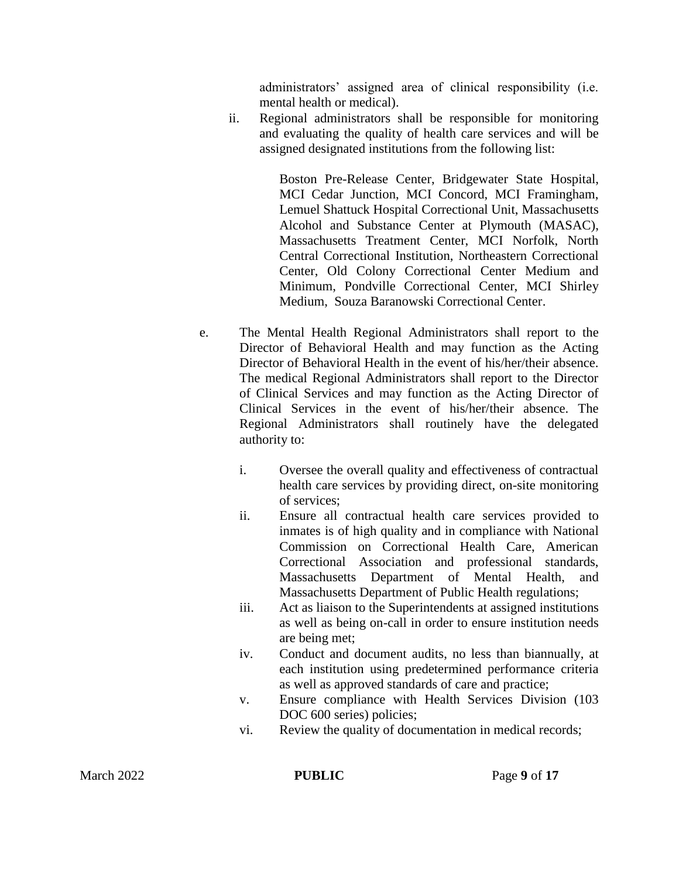administrators' assigned area of clinical responsibility (i.e. mental health or medical).

ii. Regional administrators shall be responsible for monitoring and evaluating the quality of health care services and will be assigned designated institutions from the following list:

Boston Pre-Release Center, Bridgewater State Hospital, MCI Cedar Junction, MCI Concord, MCI Framingham, Lemuel Shattuck Hospital Correctional Unit, Massachusetts Alcohol and Substance Center at Plymouth (MASAC), Massachusetts Treatment Center, MCI Norfolk, North Central Correctional Institution, Northeastern Correctional Center, Old Colony Correctional Center Medium and Minimum, Pondville Correctional Center, MCI Shirley Medium, Souza Baranowski Correctional Center.

e. The Mental Health Regional Administrators shall report to the Director of Behavioral Health and may function as the Acting Director of Behavioral Health in the event of his/her/their absence. The medical Regional Administrators shall report to the Director of Clinical Services and may function as the Acting Director of Clinical Services in the event of his/her/their absence. The Regional Administrators shall routinely have the delegated authority to:

i. Oversee the overall quality and effectiveness of contractual health care services by providing direct, on-site monitoring of services;

ii. Ensure all contractual health care services provided to inmates is of high quality and in compliance with National Commission on Correctional Health Care, American Correctional Association and professional standards, Massachusetts Department of Mental Health, and Massachusetts Department of Public Health regulations;

iii. Act as liaison to the Superintendents at assigned institutions as well as being on-call in order to ensure institution needs are being met;

iv. Conduct and document audits, no less than biannually, at each institution using predetermined performance criteria as well as approved standards of care and practice;

v. Ensure compliance with Health Services Division (103 DOC 600 series) policies;

vi. Review the quality of documentation in medical records;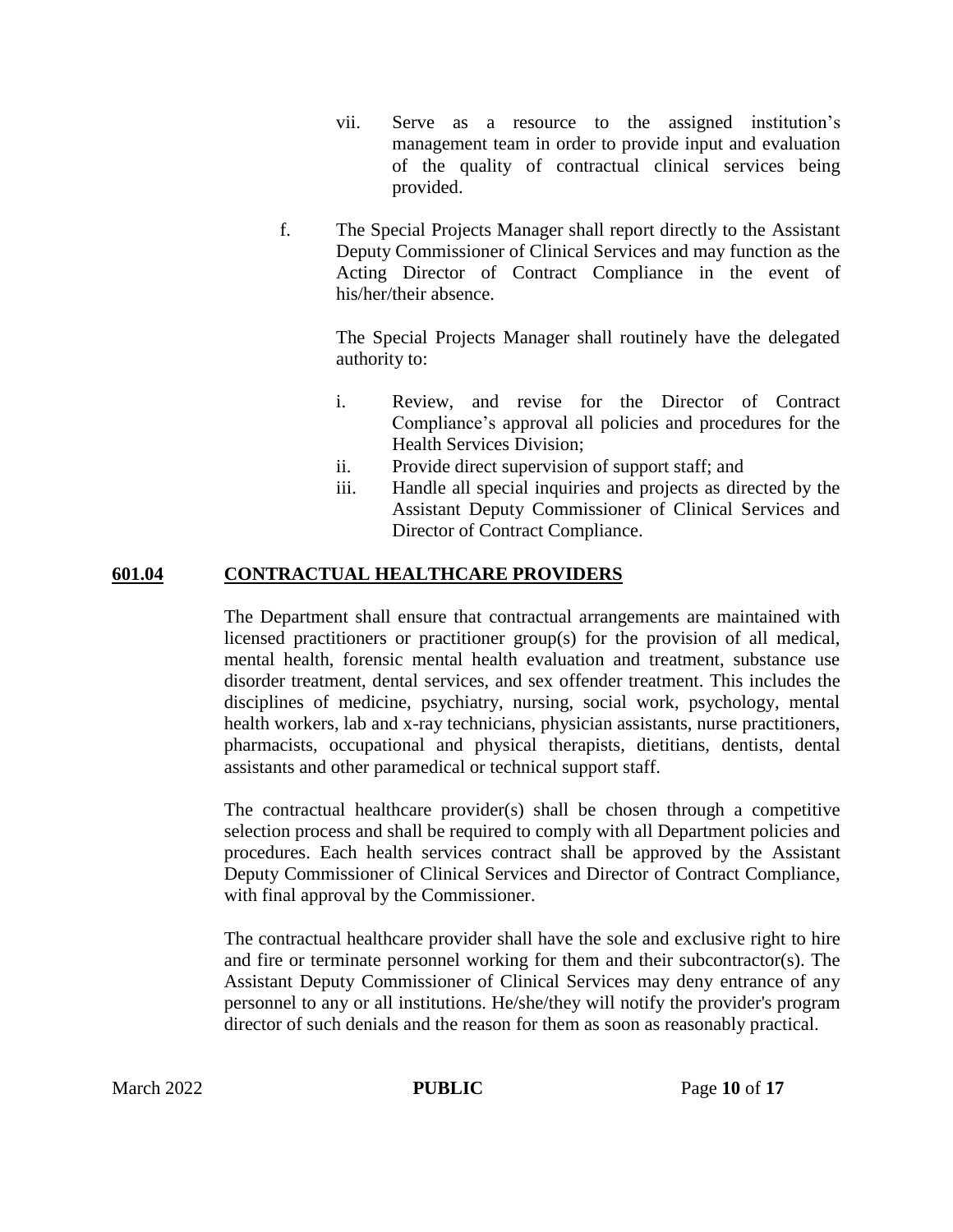vii. Serve as a resource to the assigned institution's management team in order to provide input and evaluation of the quality of contractual clinical services being provided.

f. The Special Projects Manager shall report directly to the Assistant Deputy Commissioner of Clinical Services and may function as the Acting Director of Contract Compliance in the event of his/her/their absence.

The Special Projects Manager shall routinely have the delegated authority to:

i. Review, and revise for the Director of Contract Compliance's approval all policies and procedures for the Health Services Division;
ii. Provide direct supervision of support staff; and
iii. Handle all special inquiries and projects as directed by the Assistant Deputy Commissioner of Clinical Services and Director of Contract Compliance.

## 601.04 CONTRACTUAL HEALTHCARE PROVIDERS

The Department shall ensure that contractual arrangements are maintained with licensed practitioners or practitioner group(s) for the provision of all medical, mental health, forensic mental health evaluation and treatment, substance use disorder treatment, dental services, and sex offender treatment. This includes the disciplines of medicine, psychiatry, nursing, social work, psychology, mental health workers, lab and x-ray technicians, physician assistants, nurse practitioners, pharmacists, occupational and physical therapists, dietitians, dentists, dental assistants and other paramedical or technical support staff.

The contractual healthcare provider(s) shall be chosen through a competitive selection process and shall be required to comply with all Department policies and procedures. Each health services contract shall be approved by the Assistant Deputy Commissioner of Clinical Services and Director of Contract Compliance, with final approval by the Commissioner.

The contractual healthcare provider shall have the sole and exclusive right to hire and fire or terminate personnel working for them and their subcontractor(s). The Assistant Deputy Commissioner of Clinical Services may deny entrance of any personnel to any or all institutions. He/she/they will notify the provider's program director of such denials and the reason for them as soon as reasonably practical.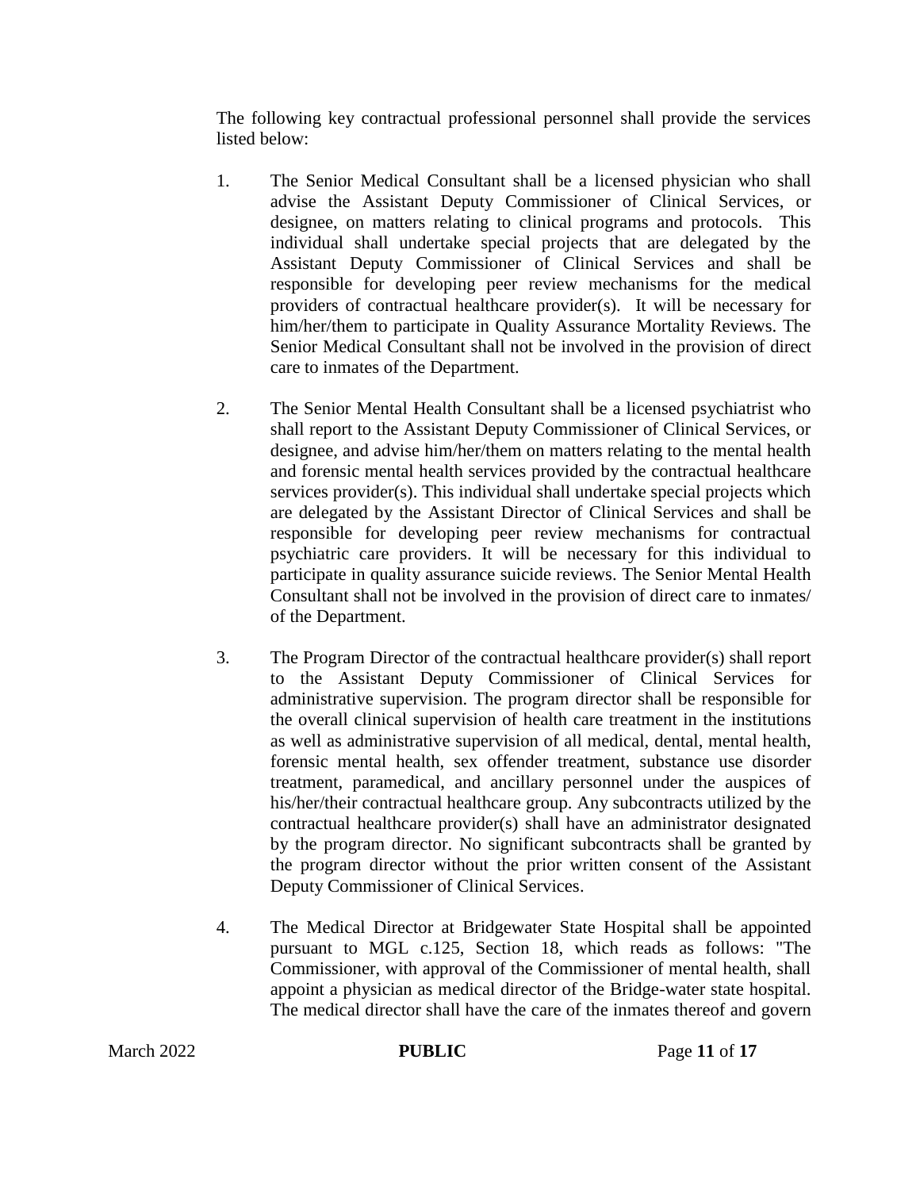The following key contractual professional personnel shall provide the services listed below:

1. The Senior Medical Consultant shall be a licensed physician who shall advise the Assistant Deputy Commissioner of Clinical Services, or designee, on matters relating to clinical programs and protocols. This individual shall undertake special projects that are delegated by the Assistant Deputy Commissioner of Clinical Services and shall be responsible for developing peer review mechanisms for the medical providers of contractual healthcare provider(s). It will be necessary for him/her/them to participate in Quality Assurance Mortality Reviews. The Senior Medical Consultant shall not be involved in the provision of direct care to inmates of the Department.

2. The Senior Mental Health Consultant shall be a licensed psychiatrist who shall report to the Assistant Deputy Commissioner of Clinical Services, or designee, and advise him/her/them on matters relating to the mental health and forensic mental health services provided by the contractual healthcare services provider(s). This individual shall undertake special projects which are delegated by the Assistant Director of Clinical Services and shall be responsible for developing peer review mechanisms for contractual psychiatric care providers. It will be necessary for this individual to participate in quality assurance suicide reviews. The Senior Mental Health Consultant shall not be involved in the provision of direct care to inmates/ of the Department.

3. The Program Director of the contractual healthcare provider(s) shall report to the Assistant Deputy Commissioner of Clinical Services for administrative supervision. The program director shall be responsible for the overall clinical supervision of health care treatment in the institutions as well as administrative supervision of all medical, dental, mental health, forensic mental health, sex offender treatment, substance use disorder treatment, paramedical, and ancillary personnel under the auspices of his/her/their contractual healthcare group. Any subcontracts utilized by the contractual healthcare provider(s) shall have an administrator designated by the program director. No significant subcontracts shall be granted by the program director without the prior written consent of the Assistant Deputy Commissioner of Clinical Services.

4. The Medical Director at Bridgewater State Hospital shall be appointed pursuant to MGL c.125, Section 18, which reads as follows: "The Commissioner, with approval of the Commissioner of mental health, shall appoint a physician as medical director of the Bridge-water state hospital. The medical director shall have the care of the inmates thereof and govern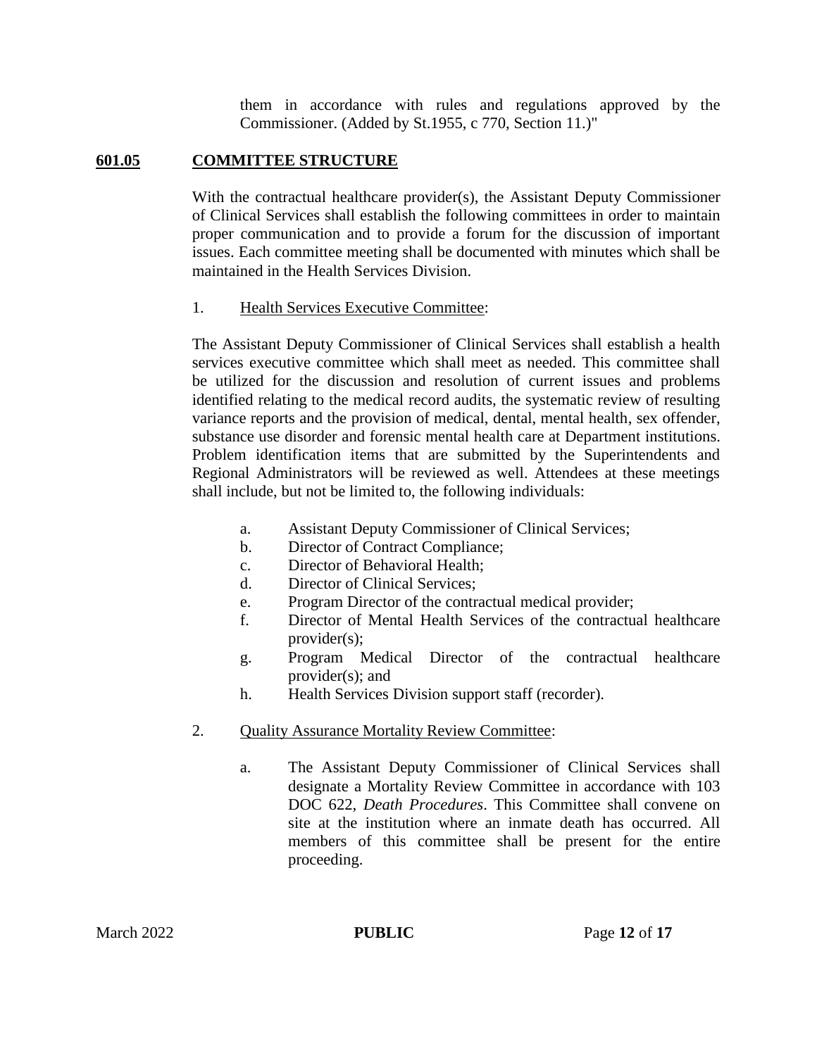them in accordance with rules and regulations approved by the Commissioner. (Added by St.1955, c 770, Section 11.)"

## **601.05 COMMITTEE STRUCTURE**

With the contractual healthcare provider(s), the Assistant Deputy Commissioner of Clinical Services shall establish the following committees in order to maintain proper communication and to provide a forum for the discussion of important issues. Each committee meeting shall be documented with minutes which shall be maintained in the Health Services Division.

1. Health Services Executive Committee:

The Assistant Deputy Commissioner of Clinical Services shall establish a health services executive committee which shall meet as needed. This committee shall be utilized for the discussion and resolution of current issues and problems identified relating to the medical record audits, the systematic review of resulting variance reports and the provision of medical, dental, mental health, sex offender, substance use disorder and forensic mental health care at Department institutions. Problem identification items that are submitted by the Superintendents and Regional Administrators will be reviewed as well. Attendees at these meetings shall include, but not be limited to, the following individuals:

   a. Assistant Deputy Commissioner of Clinical Services;
   b. Director of Contract Compliance;
   c. Director of Behavioral Health;
   d. Director of Clinical Services;
   e. Program Director of the contractual medical provider;
   f. Director of Mental Health Services of the contractual healthcare provider(s);
   g. Program Medical Director of the contractual healthcare provider(s); and
   h. Health Services Division support staff (recorder).

2. Quality Assurance Mortality Review Committee:

   a. The Assistant Deputy Commissioner of Clinical Services shall designate a Mortality Review Committee in accordance with 103 DOC 622, *Death Procedures*. This Committee shall convene on site at the institution where an inmate death has occurred. All members of this committee shall be present for the entire proceeding.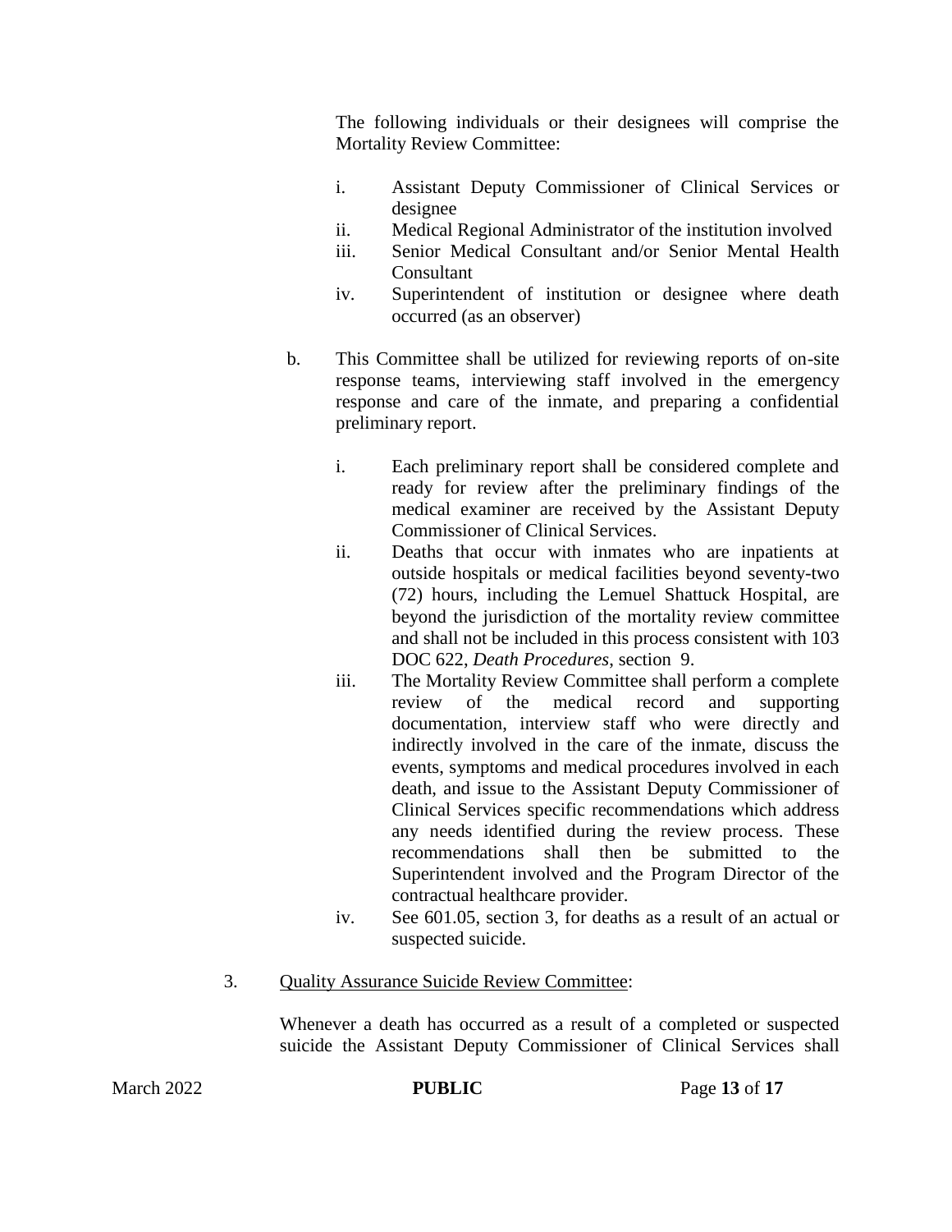The following individuals or their designees will comprise the Mortality Review Committee:

i. Assistant Deputy Commissioner of Clinical Services or designee
ii. Medical Regional Administrator of the institution involved
iii. Senior Medical Consultant and/or Senior Mental Health Consultant
iv. Superintendent of institution or designee where death occurred (as an observer)

b. This Committee shall be utilized for reviewing reports of on-site response teams, interviewing staff involved in the emergency response and care of the inmate, and preparing a confidential preliminary report.

i. Each preliminary report shall be considered complete and ready for review after the preliminary findings of the medical examiner are received by the Assistant Deputy Commissioner of Clinical Services.
ii. Deaths that occur with inmates who are inpatients at outside hospitals or medical facilities beyond seventy-two (72) hours, including the Lemuel Shattuck Hospital, are beyond the jurisdiction of the mortality review committee and shall not be included in this process consistent with 103 DOC 622, *Death Procedures*, section 9.
iii. The Mortality Review Committee shall perform a complete review of the medical record and supporting documentation, interview staff who were directly and indirectly involved in the care of the inmate, discuss the events, symptoms and medical procedures involved in each death, and issue to the Assistant Deputy Commissioner of Clinical Services specific recommendations which address any needs identified during the review process. These recommendations shall then be submitted to the Superintendent involved and the Program Director of the contractual healthcare provider.
iv. See 601.05, section 3, for deaths as a result of an actual or suspected suicide.

3. <u>Quality Assurance Suicide Review Committee</u>:

Whenever a death has occurred as a result of a completed or suspected suicide the Assistant Deputy Commissioner of Clinical Services shall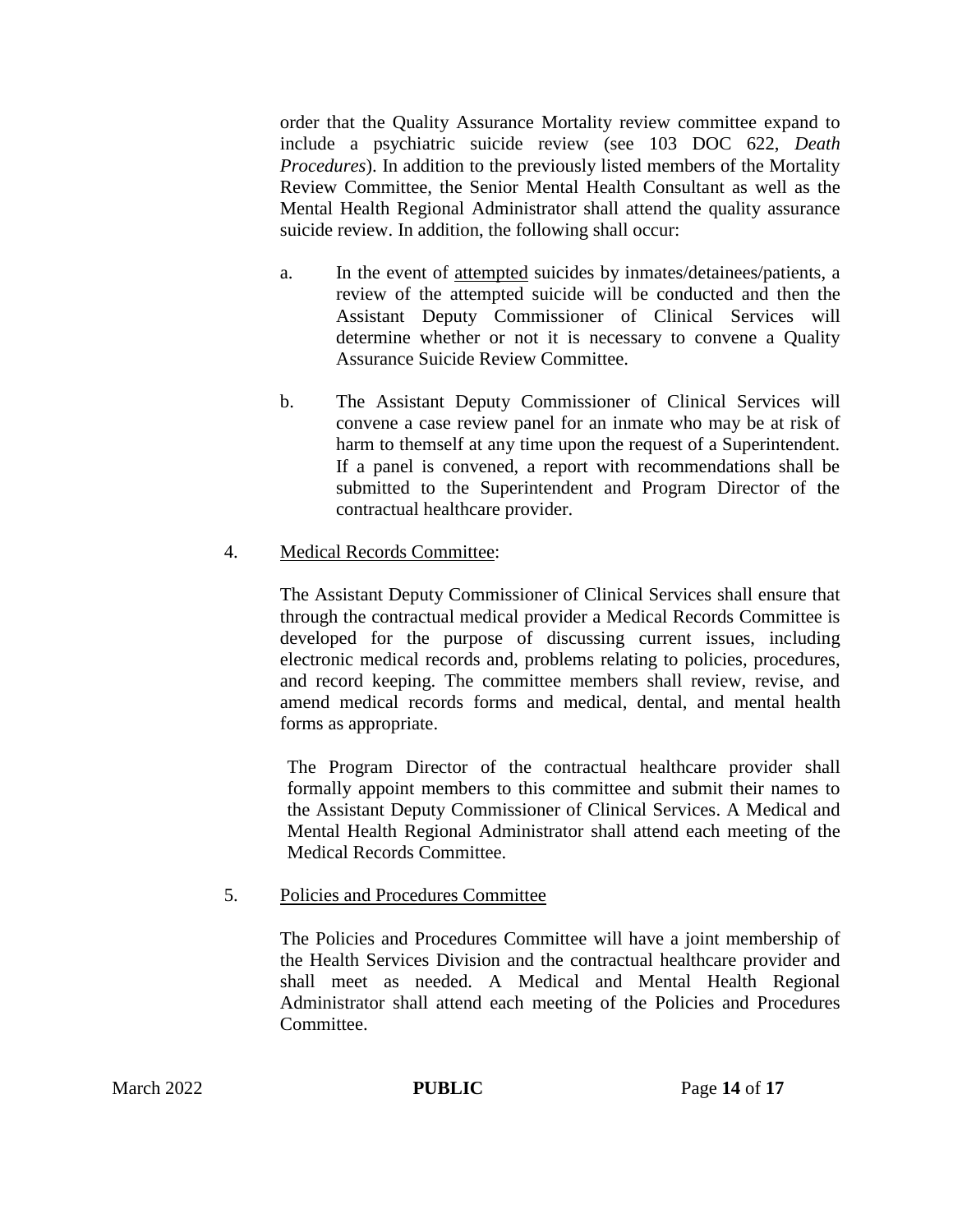order that the Quality Assurance Mortality review committee expand to include a psychiatric suicide review (see 103 DOC 622, *Death Procedures*). In addition to the previously listed members of the Mortality Review Committee, the Senior Mental Health Consultant as well as the Mental Health Regional Administrator shall attend the quality assurance suicide review. In addition, the following shall occur:

a. In the event of attempted suicides by inmates/detainees/patients, a review of the attempted suicide will be conducted and then the Assistant Deputy Commissioner of Clinical Services will determine whether or not it is necessary to convene a Quality Assurance Suicide Review Committee.

b. The Assistant Deputy Commissioner of Clinical Services will convene a case review panel for an inmate who may be at risk of harm to themself at any time upon the request of a Superintendent. If a panel is convened, a report with recommendations shall be submitted to the Superintendent and Program Director of the contractual healthcare provider.

4. Medical Records Committee:

The Assistant Deputy Commissioner of Clinical Services shall ensure that through the contractual medical provider a Medical Records Committee is developed for the purpose of discussing current issues, including electronic medical records and, problems relating to policies, procedures, and record keeping. The committee members shall review, revise, and amend medical records forms and medical, dental, and mental health forms as appropriate.

The Program Director of the contractual healthcare provider shall formally appoint members to this committee and submit their names to the Assistant Deputy Commissioner of Clinical Services. A Medical and Mental Health Regional Administrator shall attend each meeting of the Medical Records Committee.

5. Policies and Procedures Committee

The Policies and Procedures Committee will have a joint membership of the Health Services Division and the contractual healthcare provider and shall meet as needed. A Medical and Mental Health Regional Administrator shall attend each meeting of the Policies and Procedures Committee.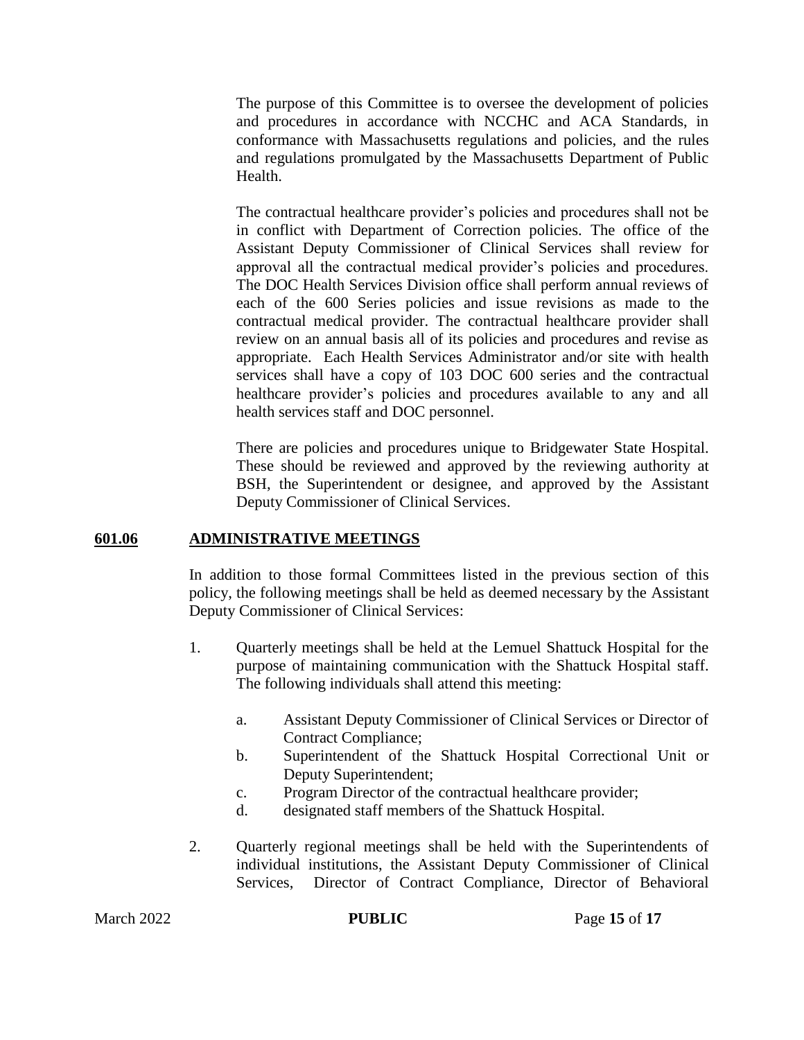The purpose of this Committee is to oversee the development of policies and procedures in accordance with NCCHC and ACA Standards, in conformance with Massachusetts regulations and policies, and the rules and regulations promulgated by the Massachusetts Department of Public Health.

The contractual healthcare provider's policies and procedures shall not be in conflict with Department of Correction policies. The office of the Assistant Deputy Commissioner of Clinical Services shall review for approval all the contractual medical provider's policies and procedures. The DOC Health Services Division office shall perform annual reviews of each of the 600 Series policies and issue revisions as made to the contractual medical provider. The contractual healthcare provider shall review on an annual basis all of its policies and procedures and revise as appropriate. Each Health Services Administrator and/or site with health services shall have a copy of 103 DOC 600 series and the contractual healthcare provider's policies and procedures available to any and all health services staff and DOC personnel.

There are policies and procedures unique to Bridgewater State Hospital. These should be reviewed and approved by the reviewing authority at BSH, the Superintendent or designee, and approved by the Assistant Deputy Commissioner of Clinical Services.

## **601.06 ADMINISTRATIVE MEETINGS**

In addition to those formal Committees listed in the previous section of this policy, the following meetings shall be held as deemed necessary by the Assistant Deputy Commissioner of Clinical Services:

1. Quarterly meetings shall be held at the Lemuel Shattuck Hospital for the purpose of maintaining communication with the Shattuck Hospital staff. The following individuals shall attend this meeting:

    a. Assistant Deputy Commissioner of Clinical Services or Director of Contract Compliance;
    b. Superintendent of the Shattuck Hospital Correctional Unit or Deputy Superintendent;
    c. Program Director of the contractual healthcare provider;
    d. designated staff members of the Shattuck Hospital.

2. Quarterly regional meetings shall be held with the Superintendents of individual institutions, the Assistant Deputy Commissioner of Clinical Services, Director of Contract Compliance, Director of Behavioral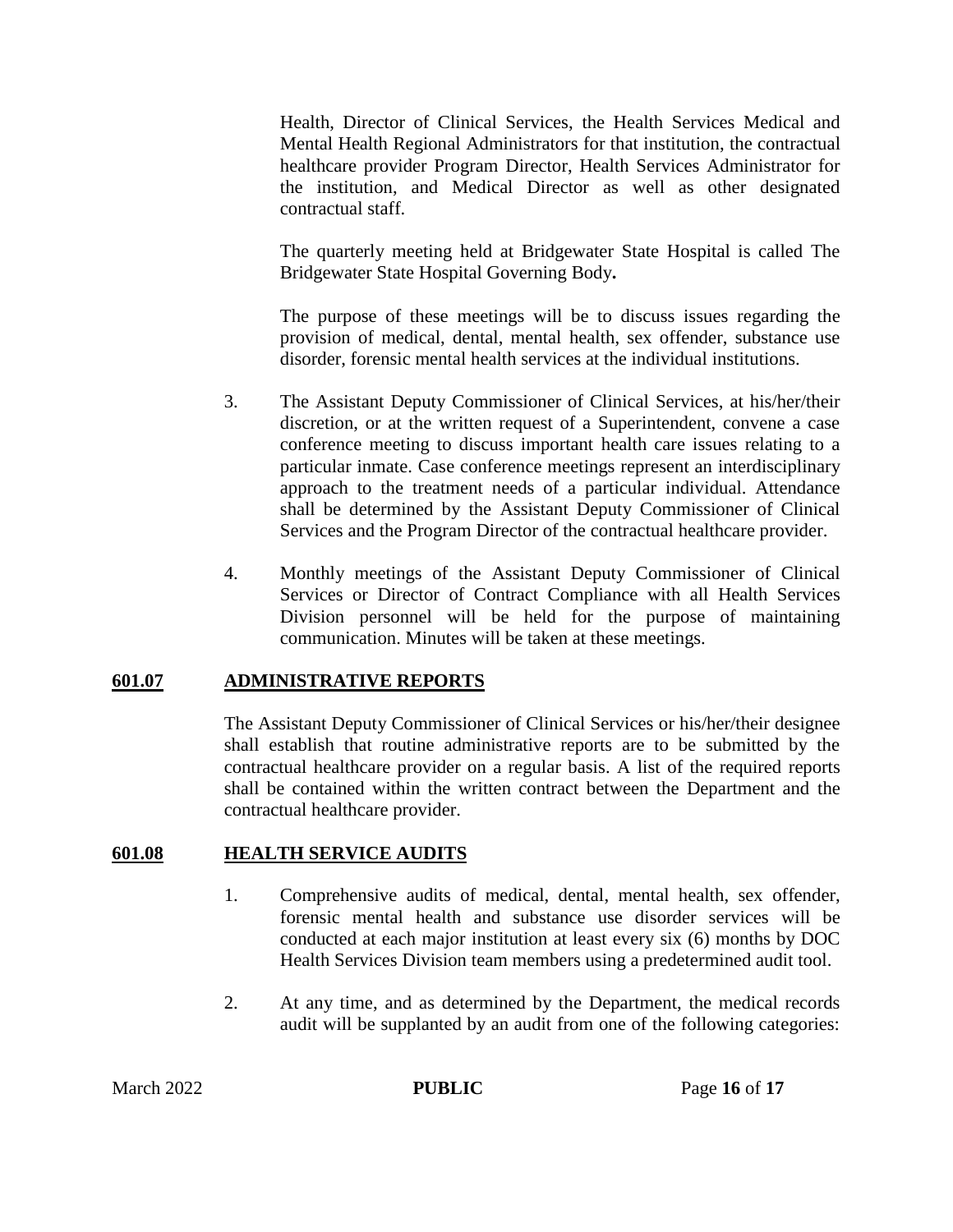Health, Director of Clinical Services, the Health Services Medical and Mental Health Regional Administrators for that institution, the contractual healthcare provider Program Director, Health Services Administrator for the institution, and Medical Director as well as other designated contractual staff.

The quarterly meeting held at Bridgewater State Hospital is called The Bridgewater State Hospital Governing Body**.**

The purpose of these meetings will be to discuss issues regarding the provision of medical, dental, mental health, sex offender, substance use disorder, forensic mental health services at the individual institutions.

3. The Assistant Deputy Commissioner of Clinical Services, at his/her/their discretion, or at the written request of a Superintendent, convene a case conference meeting to discuss important health care issues relating to a particular inmate. Case conference meetings represent an interdisciplinary approach to the treatment needs of a particular individual. Attendance shall be determined by the Assistant Deputy Commissioner of Clinical Services and the Program Director of the contractual healthcare provider.

4. Monthly meetings of the Assistant Deputy Commissioner of Clinical Services or Director of Contract Compliance with all Health Services Division personnel will be held for the purpose of maintaining communication. Minutes will be taken at these meetings.

## 601.07 ADMINISTRATIVE REPORTS

The Assistant Deputy Commissioner of Clinical Services or his/her/their designee shall establish that routine administrative reports are to be submitted by the contractual healthcare provider on a regular basis. A list of the required reports shall be contained within the written contract between the Department and the contractual healthcare provider.

## 601.08 HEALTH SERVICE AUDITS

1. Comprehensive audits of medical, dental, mental health, sex offender, forensic mental health and substance use disorder services will be conducted at each major institution at least every six (6) months by DOC Health Services Division team members using a predetermined audit tool.

2. At any time, and as determined by the Department, the medical records audit will be supplanted by an audit from one of the following categories: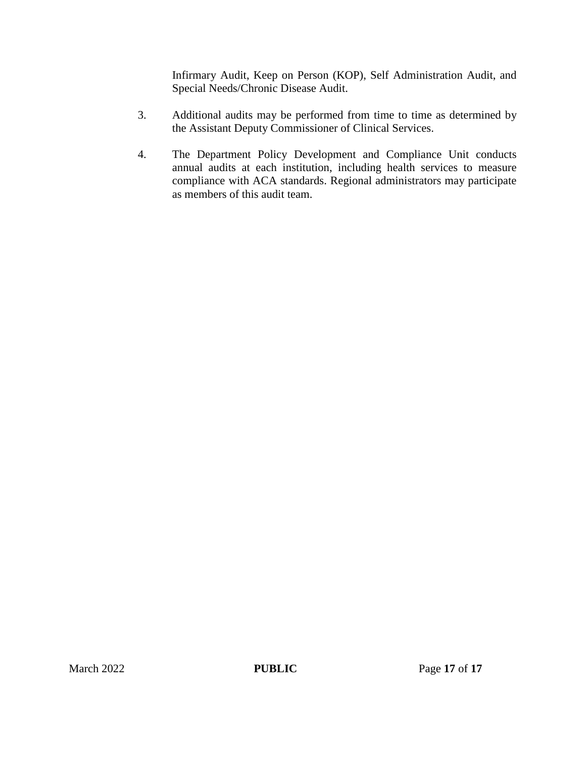Infirmary Audit, Keep on Person (KOP), Self Administration Audit, and Special Needs/Chronic Disease Audit.

3. Additional audits may be performed from time to time as determined by the Assistant Deputy Commissioner of Clinical Services.

4. The Department Policy Development and Compliance Unit conducts annual audits at each institution, including health services to measure compliance with ACA standards. Regional administrators may participate as members of this audit team.